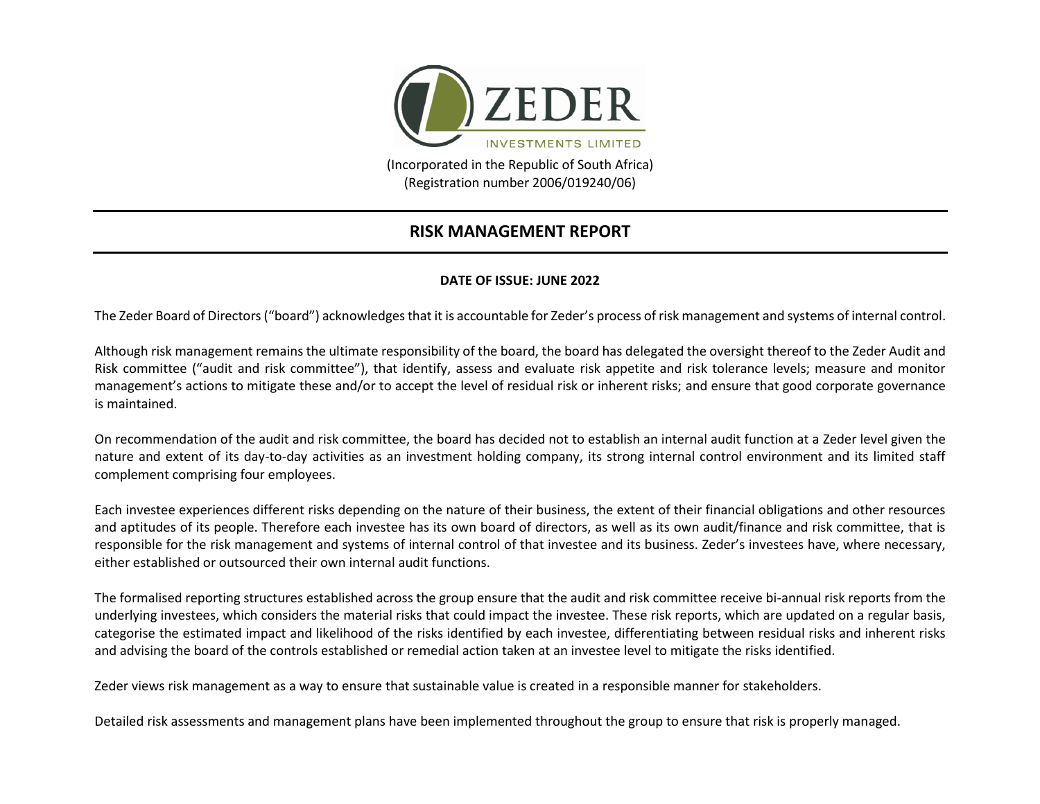ZEDER

INVESTMENTS LIMITED

(Incorporated in the Republic of South Africa)
(Registration number 2006/019240/06)

# RISK MANAGEMENT REPORT

**DATE OF ISSUE: JUNE 2022**

The Zeder Board of Directors ("board") acknowledges that it is accountable for Zeder's process of risk management and systems of internal control.

Although risk management remains the ultimate responsibility of the board, the board has delegated the oversight thereof to the Zeder Audit and Risk committee ("audit and risk committee"), that identify, assess and evaluate risk appetite and risk tolerance levels; measure and monitor management's actions to mitigate these and/or to accept the level of residual risk or inherent risks; and ensure that good corporate governance is maintained.

On recommendation of the audit and risk committee, the board has decided not to establish an internal audit function at a Zeder level given the nature and extent of its day-to-day activities as an investment holding company, its strong internal control environment and its limited staff complement comprising four employees.

Each investee experiences different risks depending on the nature of their business, the extent of their financial obligations and other resources and aptitudes of its people. Therefore each investee has its own board of directors, as well as its own audit/finance and risk committee, that is responsible for the risk management and systems of internal control of that investee and its business. Zeder's investees have, where necessary, either established or outsourced their own internal audit functions.

The formalised reporting structures established across the group ensure that the audit and risk committee receive bi-annual risk reports from the underlying investees, which considers the material risks that could impact the investee. These risk reports, which are updated on a regular basis, categorise the estimated impact and likelihood of the risks identified by each investee, differentiating between residual risks and inherent risks and advising the board of the controls established or remedial action taken at an investee level to mitigate the risks identified.

Zeder views risk management as a way to ensure that sustainable value is created in a responsible manner for stakeholders.

Detailed risk assessments and management plans have been implemented throughout the group to ensure that risk is properly managed.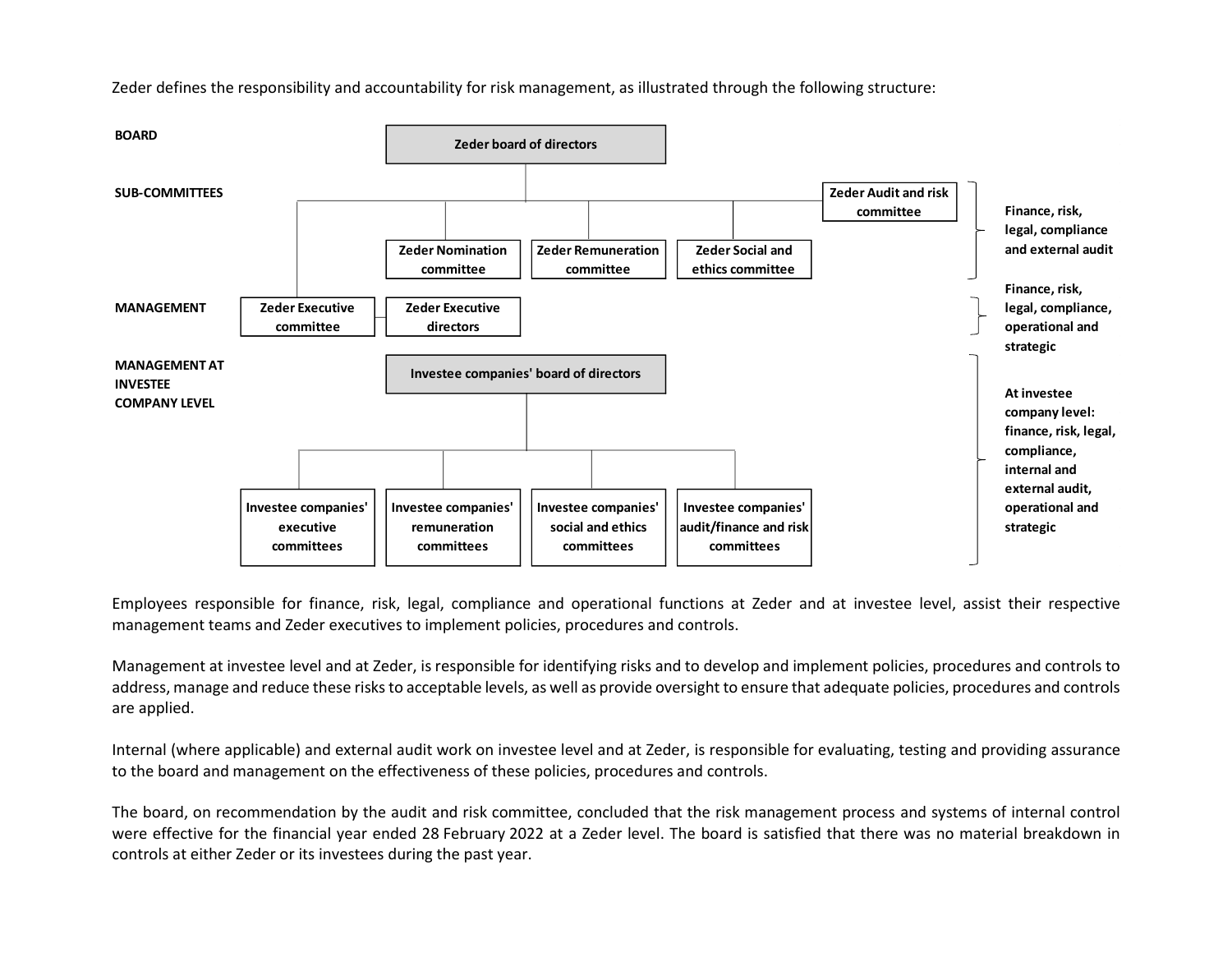Zeder defines the responsibility and accountability for risk management, as illustrated through the following structure:

| Level | Structure | Responsibilities |
|---|---|---|
| **BOARD** | **Zeder board of directors** | |
| **SUB-COMMITTEES** | **Zeder Audit and risk committee**; **Zeder Nomination committee**; **Zeder Remuneration committee**; **Zeder Social and ethics committee** | **Finance, risk, legal, compliance and external audit** |
| **MANAGEMENT** | **Zeder Executive committee**; **Zeder Executive directors** | **Finance, risk, legal, compliance, operational and strategic** |
| **MANAGEMENT AT INVESTEE COMPANY LEVEL** | **Investee companies' board of directors**; **Investee companies' executive committees**; **Investee companies' remuneration committees**; **Investee companies' social and ethics committees**; **Investee companies' audit/finance and risk committees** | **At investee company level: finance, risk, legal, compliance, internal and external audit, operational and strategic** |

Employees responsible for finance, risk, legal, compliance and operational functions at Zeder and at investee level, assist their respective management teams and Zeder executives to implement policies, procedures and controls.

Management at investee level and at Zeder, is responsible for identifying risks and to develop and implement policies, procedures and controls to address, manage and reduce these risks to acceptable levels, as well as provide oversight to ensure that adequate policies, procedures and controls are applied.

Internal (where applicable) and external audit work on investee level and at Zeder, is responsible for evaluating, testing and providing assurance to the board and management on the effectiveness of these policies, procedures and controls.

The board, on recommendation by the audit and risk committee, concluded that the risk management process and systems of internal control were effective for the financial year ended 28 February 2022 at a Zeder level. The board is satisfied that there was no material breakdown in controls at either Zeder or its investees during the past year.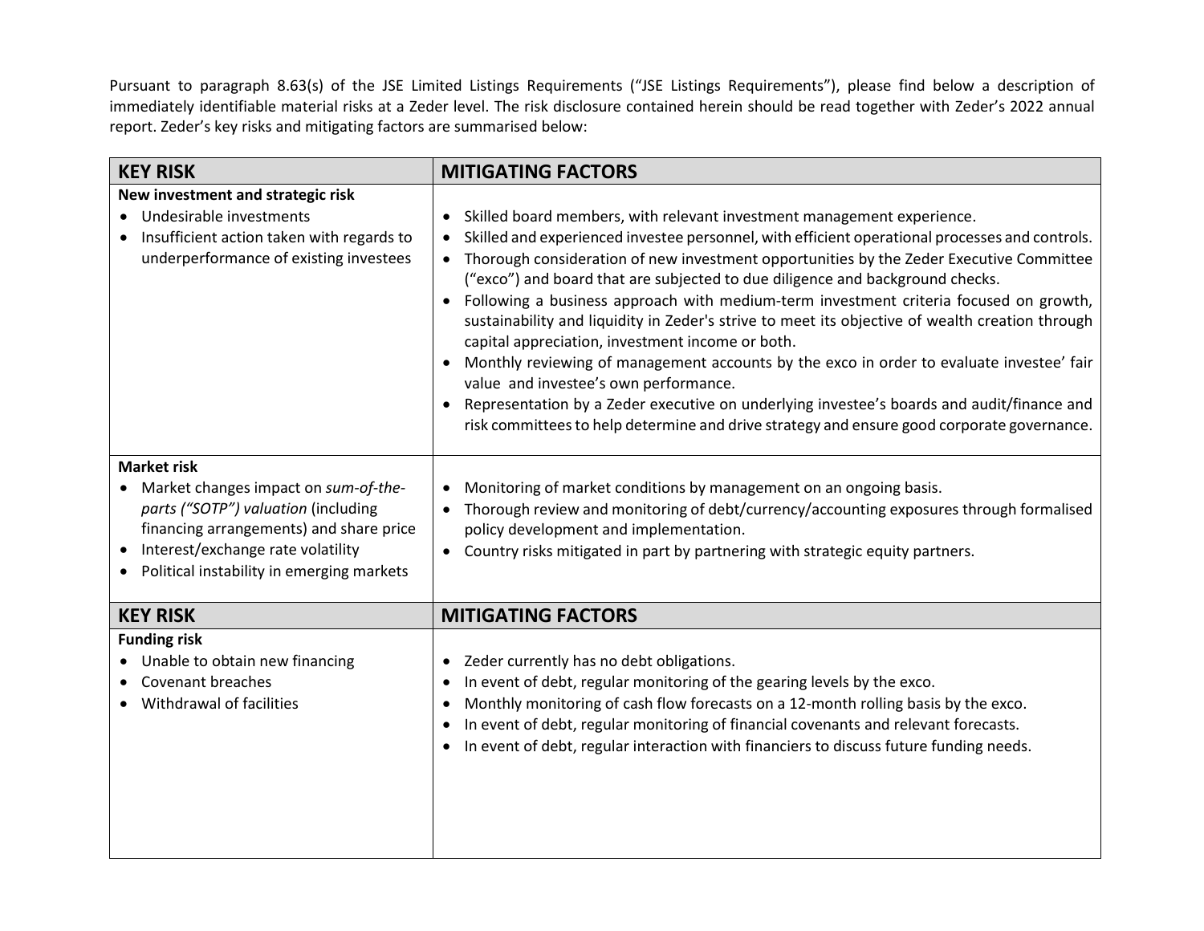Pursuant to paragraph 8.63(s) of the JSE Limited Listings Requirements ("JSE Listings Requirements"), please find below a description of immediately identifiable material risks at a Zeder level. The risk disclosure contained herein should be read together with Zeder's 2022 annual report. Zeder's key risks and mitigating factors are summarised below:

| KEY RISK | MITIGATING FACTORS |
| --- | --- |
| **New investment and strategic risk**<br>• Undesirable investments<br>• Insufficient action taken with regards to underperformance of existing investees | • Skilled board members, with relevant investment management experience.<br>• Skilled and experienced investee personnel, with efficient operational processes and controls.<br>• Thorough consideration of new investment opportunities by the Zeder Executive Committee ("exco") and board that are subjected to due diligence and background checks.<br>• Following a business approach with medium-term investment criteria focused on growth, sustainability and liquidity in Zeder's strive to meet its objective of wealth creation through capital appreciation, investment income or both.<br>• Monthly reviewing of management accounts by the exco in order to evaluate investee' fair value and investee's own performance.<br>• Representation by a Zeder executive on underlying investee's boards and audit/finance and risk committees to help determine and drive strategy and ensure good corporate governance. |
| **Market risk**<br>• Market changes impact on *sum-of-the-parts ("SOTP") valuation* (including financing arrangements) and share price<br>• Interest/exchange rate volatility<br>• Political instability in emerging markets | • Monitoring of market conditions by management on an ongoing basis.<br>• Thorough review and monitoring of debt/currency/accounting exposures through formalised policy development and implementation.<br>• Country risks mitigated in part by partnering with strategic equity partners. |
| **Funding risk**<br>• Unable to obtain new financing<br>• Covenant breaches<br>• Withdrawal of facilities | • Zeder currently has no debt obligations.<br>• In event of debt, regular monitoring of the gearing levels by the exco.<br>• Monthly monitoring of cash flow forecasts on a 12-month rolling basis by the exco.<br>• In event of debt, regular monitoring of financial covenants and relevant forecasts.<br>• In event of debt, regular interaction with financiers to discuss future funding needs. |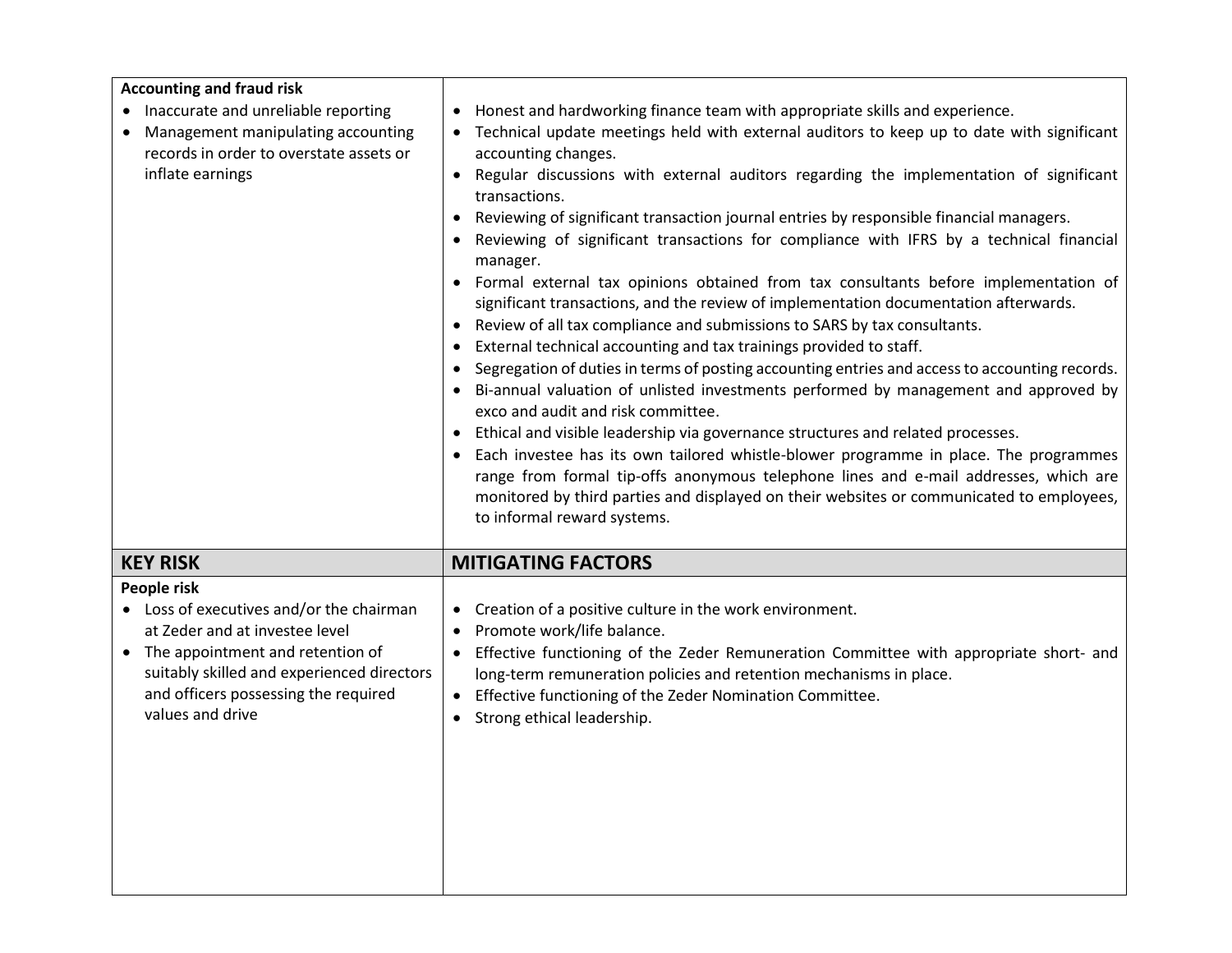| | |
|---|---|
| **Accounting and fraud risk**<br>• Inaccurate and unreliable reporting<br>• Management manipulating accounting records in order to overstate assets or inflate earnings | • Honest and hardworking finance team with appropriate skills and experience.<br>• Technical update meetings held with external auditors to keep up to date with significant accounting changes.<br>• Regular discussions with external auditors regarding the implementation of significant transactions.<br>• Reviewing of significant transaction journal entries by responsible financial managers.<br>• Reviewing of significant transactions for compliance with IFRS by a technical financial manager.<br>• Formal external tax opinions obtained from tax consultants before implementation of significant transactions, and the review of implementation documentation afterwards.<br>• Review of all tax compliance and submissions to SARS by tax consultants.<br>• External technical accounting and tax trainings provided to staff.<br>• Segregation of duties in terms of posting accounting entries and access to accounting records.<br>• Bi-annual valuation of unlisted investments performed by management and approved by exco and audit and risk committee.<br>• Ethical and visible leadership via governance structures and related processes.<br>• Each investee has its own tailored whistle-blower programme in place. The programmes range from formal tip-offs anonymous telephone lines and e-mail addresses, which are monitored by third parties and displayed on their websites or communicated to employees, to informal reward systems. |

| KEY RISK | MITIGATING FACTORS |
|---|---|
| **People risk**<br>• Loss of executives and/or the chairman at Zeder and at investee level<br>• The appointment and retention of suitably skilled and experienced directors and officers possessing the required values and drive | • Creation of a positive culture in the work environment.<br>• Promote work/life balance.<br>• Effective functioning of the Zeder Remuneration Committee with appropriate short- and long-term remuneration policies and retention mechanisms in place.<br>• Effective functioning of the Zeder Nomination Committee.<br>• Strong ethical leadership. |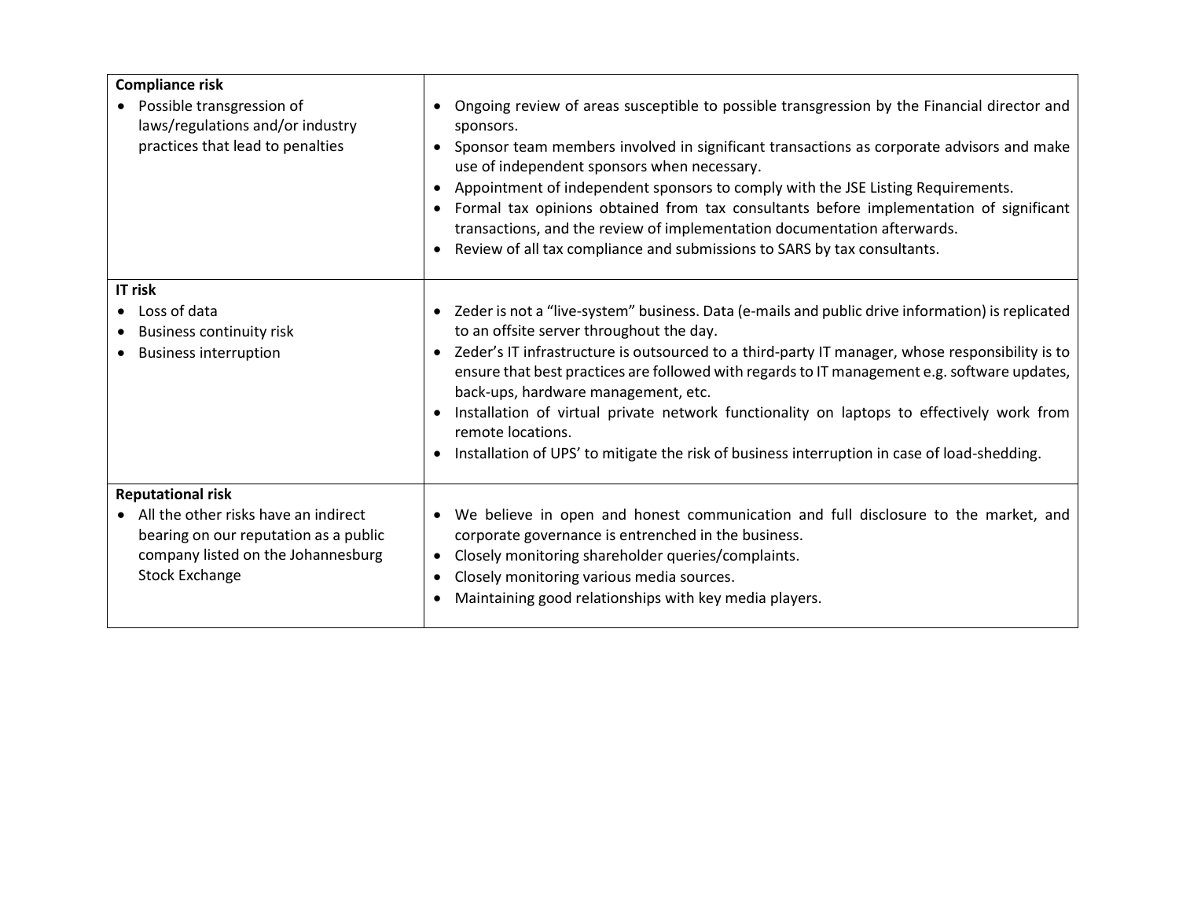| | |
|---|---|
| **Compliance risk**<br>• Possible transgression of laws/regulations and/or industry practices that lead to penalties | • Ongoing review of areas susceptible to possible transgression by the Financial director and sponsors.<br>• Sponsor team members involved in significant transactions as corporate advisors and make use of independent sponsors when necessary.<br>• Appointment of independent sponsors to comply with the JSE Listing Requirements.<br>• Formal tax opinions obtained from tax consultants before implementation of significant transactions, and the review of implementation documentation afterwards.<br>• Review of all tax compliance and submissions to SARS by tax consultants. |
| **IT risk**<br>• Loss of data<br>• Business continuity risk<br>• Business interruption | • Zeder is not a "live-system" business. Data (e-mails and public drive information) is replicated to an offsite server throughout the day.<br>• Zeder's IT infrastructure is outsourced to a third-party IT manager, whose responsibility is to ensure that best practices are followed with regards to IT management e.g. software updates, back-ups, hardware management, etc.<br>• Installation of virtual private network functionality on laptops to effectively work from remote locations.<br>• Installation of UPS' to mitigate the risk of business interruption in case of load-shedding. |
| **Reputational risk**<br>• All the other risks have an indirect bearing on our reputation as a public company listed on the Johannesburg Stock Exchange | • We believe in open and honest communication and full disclosure to the market, and corporate governance is entrenched in the business.<br>• Closely monitoring shareholder queries/complaints.<br>• Closely monitoring various media sources.<br>• Maintaining good relationships with key media players. |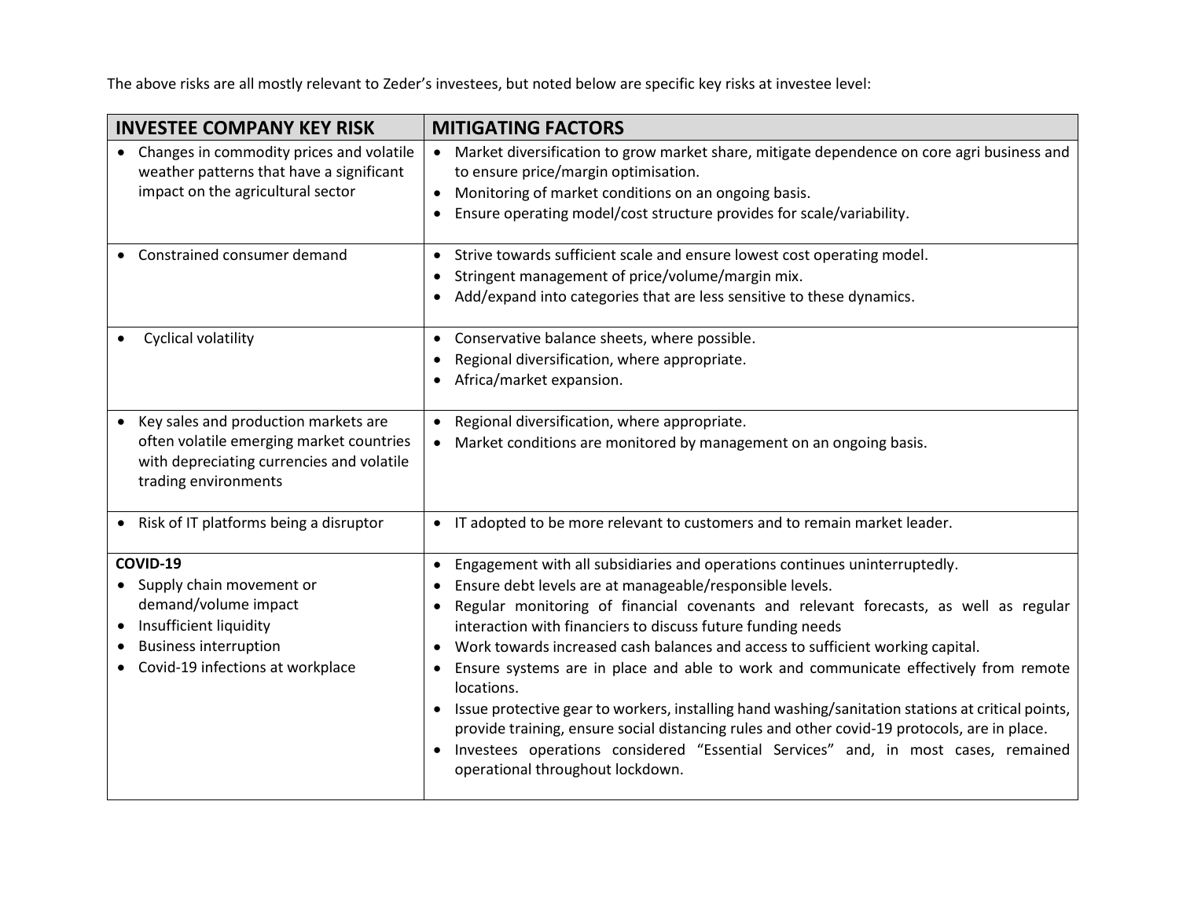The above risks are all mostly relevant to Zeder's investees, but noted below are specific key risks at investee level:

| INVESTEE COMPANY KEY RISK | MITIGATING FACTORS |
|---|---|
| • Changes in commodity prices and volatile weather patterns that have a significant impact on the agricultural sector | • Market diversification to grow market share, mitigate dependence on core agri business and to ensure price/margin optimisation.<br>• Monitoring of market conditions on an ongoing basis.<br>• Ensure operating model/cost structure provides for scale/variability. |
| • Constrained consumer demand | • Strive towards sufficient scale and ensure lowest cost operating model.<br>• Stringent management of price/volume/margin mix.<br>• Add/expand into categories that are less sensitive to these dynamics. |
| • Cyclical volatility | • Conservative balance sheets, where possible.<br>• Regional diversification, where appropriate.<br>• Africa/market expansion. |
| • Key sales and production markets are often volatile emerging market countries with depreciating currencies and volatile trading environments | • Regional diversification, where appropriate.<br>• Market conditions are monitored by management on an ongoing basis. |
| • Risk of IT platforms being a disruptor | • IT adopted to be more relevant to customers and to remain market leader. |
| **COVID-19**<br>• Supply chain movement or demand/volume impact<br>• Insufficient liquidity<br>• Business interruption<br>• Covid-19 infections at workplace | • Engagement with all subsidiaries and operations continues uninterruptedly.<br>• Ensure debt levels are at manageable/responsible levels.<br>• Regular monitoring of financial covenants and relevant forecasts, as well as regular interaction with financiers to discuss future funding needs<br>• Work towards increased cash balances and access to sufficient working capital.<br>• Ensure systems are in place and able to work and communicate effectively from remote locations.<br>• Issue protective gear to workers, installing hand washing/sanitation stations at critical points, provide training, ensure social distancing rules and other covid-19 protocols, are in place.<br>• Investees operations considered "Essential Services" and, in most cases, remained operational throughout lockdown. |